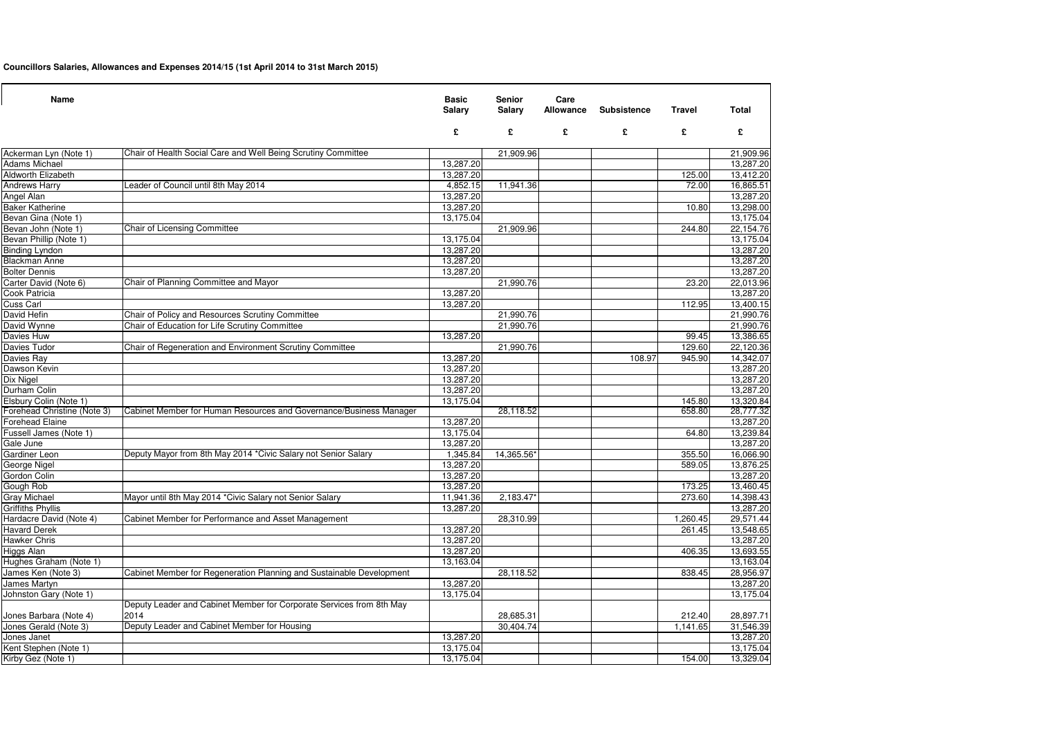**Councillors Salaries, Allowances and Expenses 2014/15 (1st April 2014 to 31st March 2015)**

| Name | | Basic Salary | Senior Salary | Care Allowance | Subsistence | Travel | Total |
|---|---|---|---|---|---|---|---|
| | | £ | £ | £ | £ | £ | £ |
| Ackerman Lyn (Note 1) | Chair of Health Social Care and Well Being Scrutiny Committee | | 21,909.96 | | | | 21,909.96 |
| Adams Michael | | 13,287.20 | | | | | 13,287.20 |
| Aldworth Elizabeth | | 13,287.20 | | | | 125.00 | 13,412.20 |
| Andrews Harry | Leader of Council until 8th May 2014 | 4,852.15 | 11,941.36 | | | 72.00 | 16,865.51 |
| Angel Alan | | 13,287.20 | | | | | 13,287.20 |
| Baker Katherine | | 13,287.20 | | | | 10.80 | 13,298.00 |
| Bevan Gina (Note 1) | | 13,175.04 | | | | | 13,175.04 |
| Bevan John (Note 1) | Chair of Licensing Committee | | 21,909.96 | | | 244.80 | 22,154.76 |
| Bevan Phillip (Note 1) | | 13,175.04 | | | | | 13,175.04 |
| Binding Lyndon | | 13,287.20 | | | | | 13,287.20 |
| Blackman Anne | | 13,287.20 | | | | | 13,287.20 |
| Bolter Dennis | | 13,287.20 | | | | | 13,287.20 |
| Carter David (Note 6) | Chair of Planning Committee and Mayor | | 21,990.76 | | | 23.20 | 22,013.96 |
| Cook Patricia | | 13,287.20 | | | | | 13,287.20 |
| Cuss Carl | | 13,287.20 | | | | 112.95 | 13,400.15 |
| David Hefin | Chair of Policy and Resources Scrutiny Committee | | 21,990.76 | | | | 21,990.76 |
| David Wynne | Chair of Education for Life Scrutiny Committee | | 21,990.76 | | | | 21,990.76 |
| Davies Huw | | 13,287.20 | | | | 99.45 | 13,386.65 |
| Davies Tudor | Chair of Regeneration and Environment Scrutiny Committee | | 21,990.76 | | | 129.60 | 22,120.36 |
| Davies Ray | | 13,287.20 | | | 108.97 | 945.90 | 14,342.07 |
| Dawson Kevin | | 13,287.20 | | | | | 13,287.20 |
| Dix Nigel | | 13,287.20 | | | | | 13,287.20 |
| Durham Colin | | 13,287.20 | | | | | 13,287.20 |
| Elsbury Colin (Note 1) | | 13,175.04 | | | | 145.80 | 13,320.84 |
| Forehead Christine (Note 3) | Cabinet Member for Human Resources and Governance/Business Manager | | 28,118.52 | | | 658.80 | 28,777.32 |
| Forehead Elaine | | 13,287.20 | | | | | 13,287.20 |
| Fussell James (Note 1) | | 13,175.04 | | | | 64.80 | 13,239.84 |
| Gale June | | 13,287.20 | | | | | 13,287.20 |
| Gardiner Leon | Deputy Mayor from 8th May 2014 *Civic Salary not Senior Salary | 1,345.84 | 14,365.56* | | | 355.50 | 16,066.90 |
| George Nigel | | 13,287.20 | | | | 589.05 | 13,876.25 |
| Gordon Colin | | 13,287.20 | | | | | 13,287.20 |
| Gough Rob | | 13,287.20 | | | | 173.25 | 13,460.45 |
| Gray Michael | Mayor until 8th May 2014 *Civic Salary not Senior Salary | 11,941.36 | 2,183.47* | | | 273.60 | 14,398.43 |
| Griffiths Phyllis | | 13,287.20 | | | | | 13,287.20 |
| Hardacre David (Note 4) | Cabinet Member for Performance and Asset Management | | 28,310.99 | | | 1,260.45 | 29,571.44 |
| Havard Derek | | 13,287.20 | | | | 261.45 | 13,548.65 |
| Hawker Chris | | 13,287.20 | | | | | 13,287.20 |
| Higgs Alan | | 13,287.20 | | | | 406.35 | 13,693.55 |
| Hughes Graham (Note 1) | | 13,163.04 | | | | | 13,163.04 |
| James Ken (Note 3) | Cabinet Member for Regeneration Planning and Sustainable Development | | 28,118.52 | | | 838.45 | 28,956.97 |
| James Martyn | | 13,287.20 | | | | | 13,287.20 |
| Johnston Gary (Note 1) | | 13,175.04 | | | | | 13,175.04 |
| Jones Barbara (Note 4) | Deputy Leader and Cabinet Member for Corporate Services from 8th May 2014 | | 28,685.31 | | | 212.40 | 28,897.71 |
| Jones Gerald (Note 3) | Deputy Leader and Cabinet Member for Housing | | 30,404.74 | | | 1,141.65 | 31,546.39 |
| Jones Janet | | 13,287.20 | | | | | 13,287.20 |
| Kent Stephen (Note 1) | | 13,175.04 | | | | | 13,175.04 |
| Kirby Gez (Note 1) | | 13,175.04 | | | | 154.00 | 13,329.04 |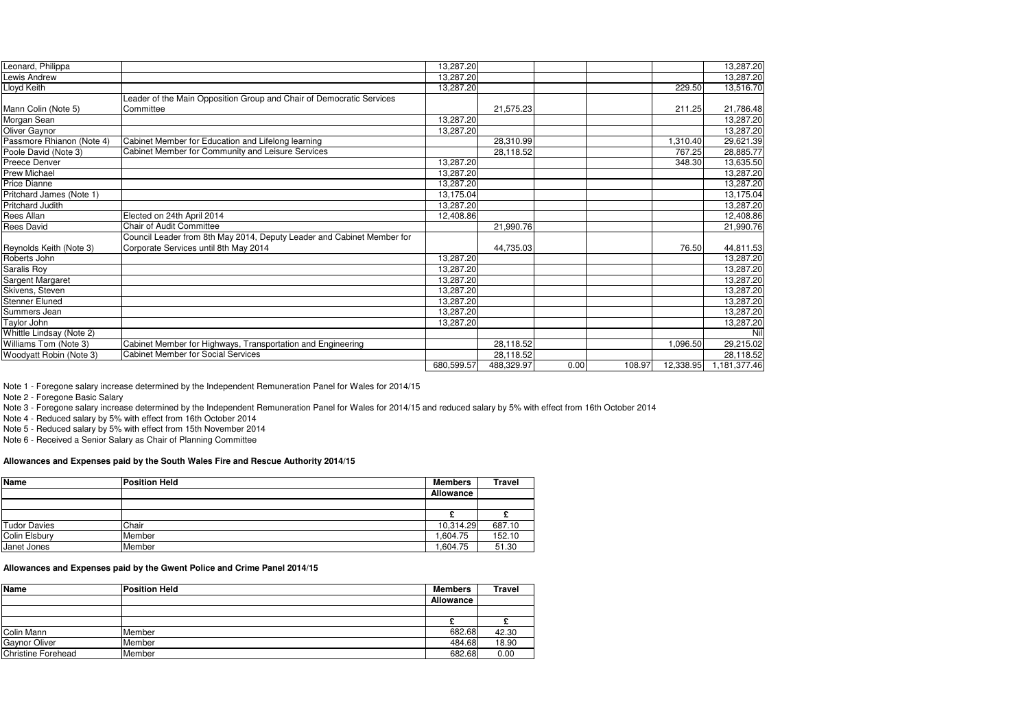| | | | | | | | |
|---|---|---|---|---|---|---|---|
| Leonard, Philippa | | 13,287.20 | | | | | 13,287.20 |
| Lewis Andrew | | 13,287.20 | | | | | 13,287.20 |
| Lloyd Keith | | 13,287.20 | | | | 229.50 | 13,516.70 |
| Mann Colin (Note 5) | Leader of the Main Opposition Group and Chair of Democratic Services Committee | | 21,575.23 | | | 211.25 | 21,786.48 |
| Morgan Sean | | 13,287.20 | | | | | 13,287.20 |
| Oliver Gaynor | | 13,287.20 | | | | | 13,287.20 |
| Passmore Rhianon (Note 4) | Cabinet Member for Education and Lifelong learning | | 28,310.99 | | | 1,310.40 | 29,621.39 |
| Poole David (Note 3) | Cabinet Member for Community and Leisure Services | | 28,118.52 | | | 767.25 | 28,885.77 |
| Preece Denver | | 13,287.20 | | | | 348.30 | 13,635.50 |
| Prew Michael | | 13,287.20 | | | | | 13,287.20 |
| Price Dianne | | 13,287.20 | | | | | 13,287.20 |
| Pritchard James (Note 1) | | 13,175.04 | | | | | 13,175.04 |
| Pritchard Judith | | 13,287.20 | | | | | 13,287.20 |
| Rees Allan | Elected on 24th April 2014 | 12,408.86 | | | | | 12,408.86 |
| Rees David | Chair of Audit Committee | | 21,990.76 | | | | 21,990.76 |
| Reynolds Keith (Note 3) | Council Leader from 8th May 2014, Deputy Leader and Cabinet Member for Corporate Services until 8th May 2014 | | 44,735.03 | | | 76.50 | 44,811.53 |
| Roberts John | | 13,287.20 | | | | | 13,287.20 |
| Saralis Roy | | 13,287.20 | | | | | 13,287.20 |
| Sargent Margaret | | 13,287.20 | | | | | 13,287.20 |
| Skivens, Steven | | 13,287.20 | | | | | 13,287.20 |
| Stenner Eluned | | 13,287.20 | | | | | 13,287.20 |
| Summers Jean | | 13,287.20 | | | | | 13,287.20 |
| Taylor John | | 13,287.20 | | | | | 13,287.20 |
| Whittle Lindsay (Note 2) | | | | | | | Nil |
| Williams Tom (Note 3) | Cabinet Member for Highways, Transportation and Engineering | | 28,118.52 | | | 1,096.50 | 29,215.02 |
| Woodyatt Robin (Note 3) | Cabinet Member for Social Services | | 28,118.52 | | | | 28,118.52 |
| | | 680,599.57 | 488,329.97 | 0.00 | 108.97 | 12,338.95 | 1,181,377.46 |

Note 1 - Foregone salary increase determined by the Independent Remuneration Panel for Wales for 2014/15

Note 2 - Foregone Basic Salary

Note 3 - Foregone salary increase determined by the Independent Remuneration Panel for Wales for 2014/15 and reduced salary by 5% with effect from 16th October 2014

Note 4 - Reduced salary by 5% with effect from 16th October 2014

Note 5 - Reduced salary by 5% with effect from 15th November 2014

Note 6 - Received a Senior Salary as Chair of Planning Committee

**Allowances and Expenses paid by the South Wales Fire and Rescue Authority 2014/15**

| Name | Position Held | Members Allowance | Travel |
|---|---|---|---|
| | | £ | £ |
| Tudor Davies | Chair | 10,314.29 | 687.10 |
| Colin Elsbury | Member | 1,604.75 | 152.10 |
| Janet Jones | Member | 1,604.75 | 51.30 |

**Allowances and Expenses paid by the Gwent Police and Crime Panel 2014/15**

| Name | Position Held | Members Allowance | Travel |
|---|---|---|---|
| | | £ | £ |
| Colin Mann | Member | 682.68 | 42.30 |
| Gaynor Oliver | Member | 484.68 | 18.90 |
| Christine Forehead | Member | 682.68 | 0.00 |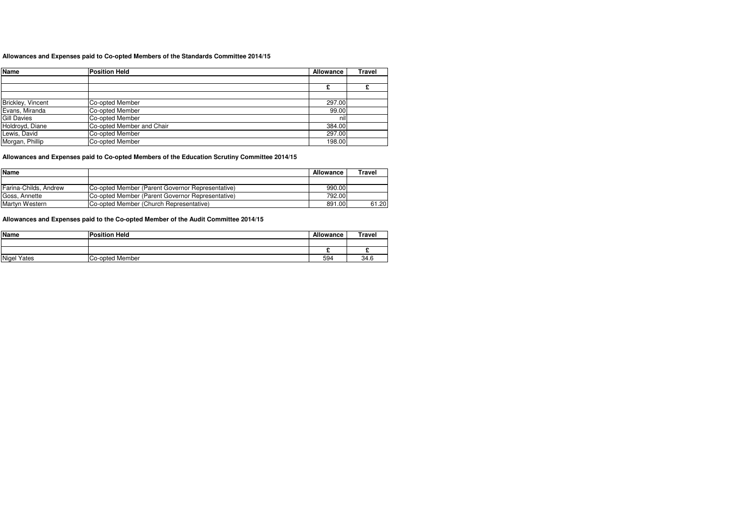**Allowances and Expenses paid to Co-opted Members of the Standards Committee 2014/15**

| Name | Position Held | Allowance | Travel |
|---|---|---|---|
| | | | |
| | | £ | £ |
| | | | |
| Brickley, Vincent | Co-opted Member | 297.00 | |
| Evans, Miranda | Co-opted Member | 99.00 | |
| Gill Davies | Co-opted Member | nil | |
| Holdroyd, Diane | Co-opted Member and Chair | 384.00 | |
| Lewis, David | Co-opted Member | 297.00 | |
| Morgan, Phillip | Co-opted Member | 198.00 | |

**Allowances and Expenses paid to Co-opted Members of the Education Scrutiny Committee 2014/15**

| Name | | Allowance | Travel |
|---|---|---|---|
| | | | |
| Farina-Childs, Andrew | Co-opted Member (Parent Governor Representative) | 990.00 | |
| Goss, Annette | Co-opted Member (Parent Governor Representative) | 792.00 | |
| Martyn Western | Co-opted Member (Church Representative) | 891.00 | 61.20 |

**Allowances and Expenses paid to the Co-opted Member of the Audit Committee 2014/15**

| Name | Position Held | Allowance | Travel |
|---|---|---|---|
| | | | |
| | | £ | £ |
| Nigel Yates | Co-opted Member | 594 | 34.6 |